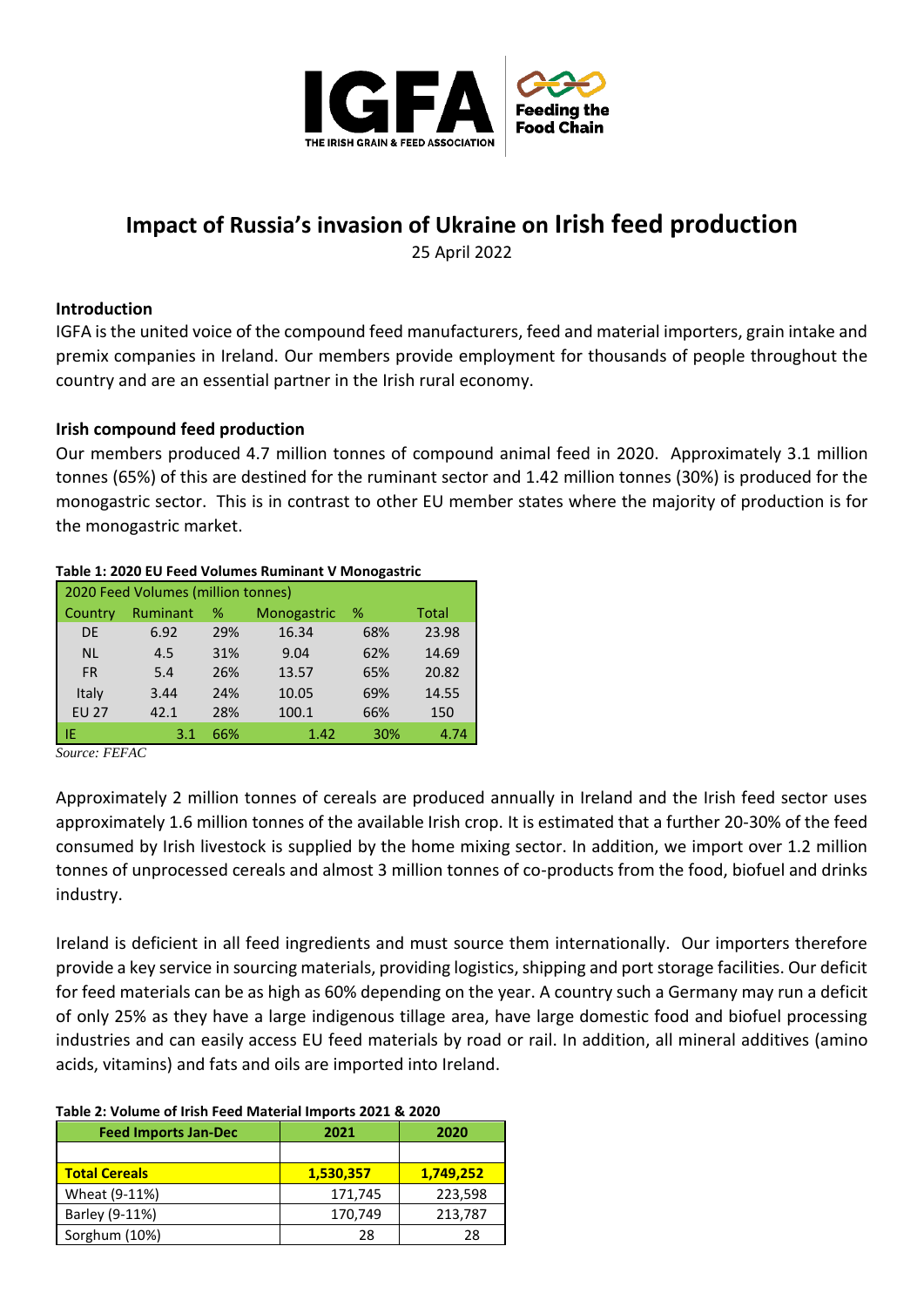# Impact of Russia's invasion of Ukraine on Irish feed production

25 April 2022

## Introduction

IGFA is the united voice of the compound feed manufacturers, feed and material importers, grain intake and premix companies in Ireland. Our members provide employment for thousands of people throughout the country and are an essential partner in the Irish rural economy.

## Irish compound feed production

Our members produced 4.7 million tonnes of compound animal feed in 2020. Approximately 3.1 million tonnes (65%) of this are destined for the ruminant sector and 1.42 million tonnes (30%) is produced for the monogastric sector. This is in contrast to other EU member states where the majority of production is for the monogastric market.

**Table 1: 2020 EU Feed Volumes Ruminant V Monogastric**

| 2020 Feed Volumes (million tonnes) | | | | | |
|---|---|---|---|---|---|
| Country | Ruminant | % | Monogastric | % | Total |
| DE | 6.92 | 29% | 16.34 | 68% | 23.98 |
| NL | 4.5 | 31% | 9.04 | 62% | 14.69 |
| FR | 5.4 | 26% | 13.57 | 65% | 20.82 |
| Italy | 3.44 | 24% | 10.05 | 69% | 14.55 |
| EU 27 | 42.1 | 28% | 100.1 | 66% | 150 |
| IE | 3.1 | 66% | 1.42 | 30% | 4.74 |

*Source: FEFAC*

Approximately 2 million tonnes of cereals are produced annually in Ireland and the Irish feed sector uses approximately 1.6 million tonnes of the available Irish crop. It is estimated that a further 20-30% of the feed consumed by Irish livestock is supplied by the home mixing sector. In addition, we import over 1.2 million tonnes of unprocessed cereals and almost 3 million tonnes of co-products from the food, biofuel and drinks industry.

Ireland is deficient in all feed ingredients and must source them internationally. Our importers therefore provide a key service in sourcing materials, providing logistics, shipping and port storage facilities. Our deficit for feed materials can be as high as 60% depending on the year. A country such a Germany may run a deficit of only 25% as they have a large indigenous tillage area, have large domestic food and biofuel processing industries and can easily access EU feed materials by road or rail. In addition, all mineral additives (amino acids, vitamins) and fats and oils are imported into Ireland.

**Table 2: Volume of Irish Feed Material Imports 2021 & 2020**

| Feed Imports Jan-Dec | 2021 | 2020 |
|---|---|---|
| | | |
| **Total Cereals** | **1,530,357** | **1,749,252** |
| Wheat (9-11%) | 171,745 | 223,598 |
| Barley (9-11%) | 170,749 | 213,787 |
| Sorghum (10%) | 28 | 28 |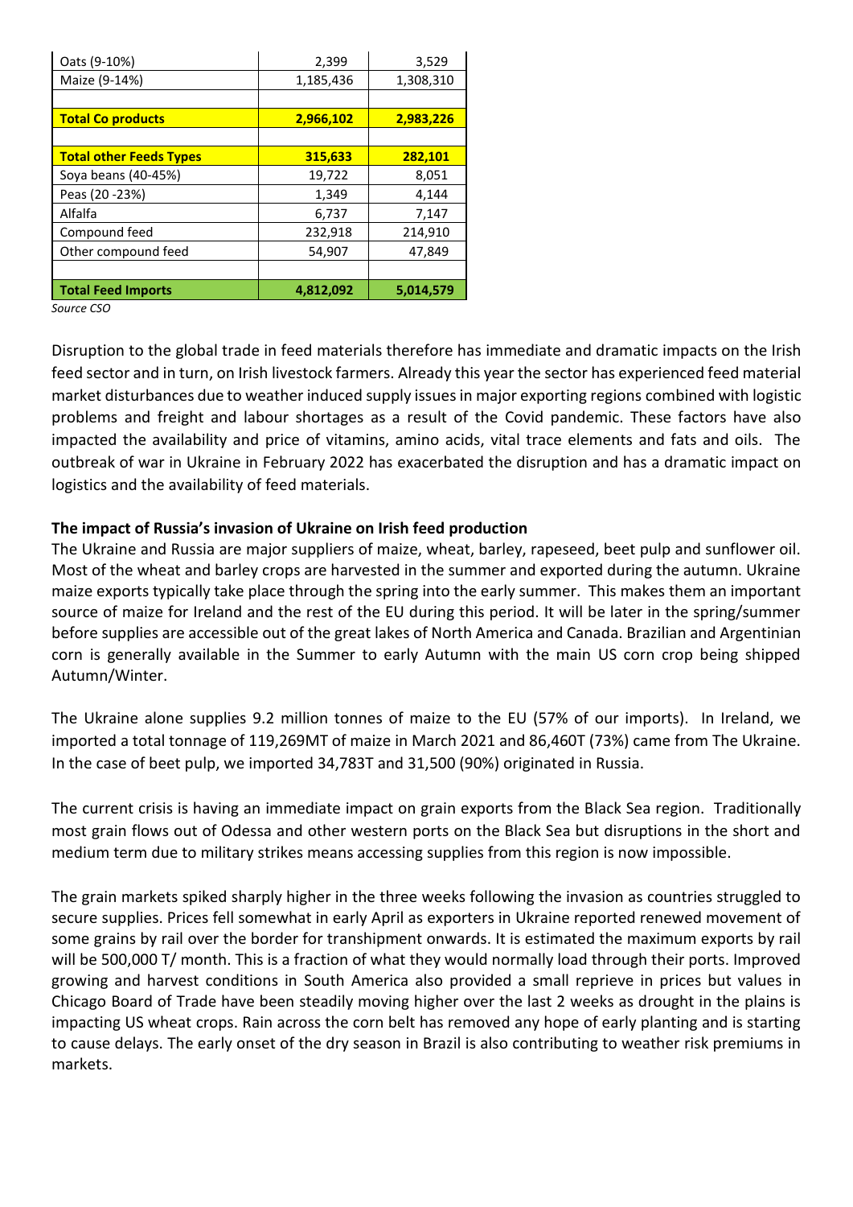| | | |
|---|---|---|
| Oats (9-10%) | 2,399 | 3,529 |
| Maize (9-14%) | 1,185,436 | 1,308,310 |
| | | |
| **Total Co products** | **2,966,102** | **2,983,226** |
| | | |
| **Total other Feeds Types** | **315,633** | **282,101** |
| Soya beans (40-45%) | 19,722 | 8,051 |
| Peas (20 -23%) | 1,349 | 4,144 |
| Alfalfa | 6,737 | 7,147 |
| Compound feed | 232,918 | 214,910 |
| Other compound feed | 54,907 | 47,849 |
| | | |
| **Total Feed Imports** | **4,812,092** | **5,014,579** |

*Source CSO*

Disruption to the global trade in feed materials therefore has immediate and dramatic impacts on the Irish feed sector and in turn, on Irish livestock farmers. Already this year the sector has experienced feed material market disturbances due to weather induced supply issues in major exporting regions combined with logistic problems and freight and labour shortages as a result of the Covid pandemic. These factors have also impacted the availability and price of vitamins, amino acids, vital trace elements and fats and oils. The outbreak of war in Ukraine in February 2022 has exacerbated the disruption and has a dramatic impact on logistics and the availability of feed materials.

**The impact of Russia's invasion of Ukraine on Irish feed production**

The Ukraine and Russia are major suppliers of maize, wheat, barley, rapeseed, beet pulp and sunflower oil. Most of the wheat and barley crops are harvested in the summer and exported during the autumn. Ukraine maize exports typically take place through the spring into the early summer. This makes them an important source of maize for Ireland and the rest of the EU during this period. It will be later in the spring/summer before supplies are accessible out of the great lakes of North America and Canada. Brazilian and Argentinian corn is generally available in the Summer to early Autumn with the main US corn crop being shipped Autumn/Winter.

The Ukraine alone supplies 9.2 million tonnes of maize to the EU (57% of our imports). In Ireland, we imported a total tonnage of 119,269MT of maize in March 2021 and 86,460T (73%) came from The Ukraine. In the case of beet pulp, we imported 34,783T and 31,500 (90%) originated in Russia.

The current crisis is having an immediate impact on grain exports from the Black Sea region. Traditionally most grain flows out of Odessa and other western ports on the Black Sea but disruptions in the short and medium term due to military strikes means accessing supplies from this region is now impossible.

The grain markets spiked sharply higher in the three weeks following the invasion as countries struggled to secure supplies. Prices fell somewhat in early April as exporters in Ukraine reported renewed movement of some grains by rail over the border for transhipment onwards. It is estimated the maximum exports by rail will be 500,000 T/ month. This is a fraction of what they would normally load through their ports. Improved growing and harvest conditions in South America also provided a small reprieve in prices but values in Chicago Board of Trade have been steadily moving higher over the last 2 weeks as drought in the plains is impacting US wheat crops. Rain across the corn belt has removed any hope of early planting and is starting to cause delays. The early onset of the dry season in Brazil is also contributing to weather risk premiums in markets.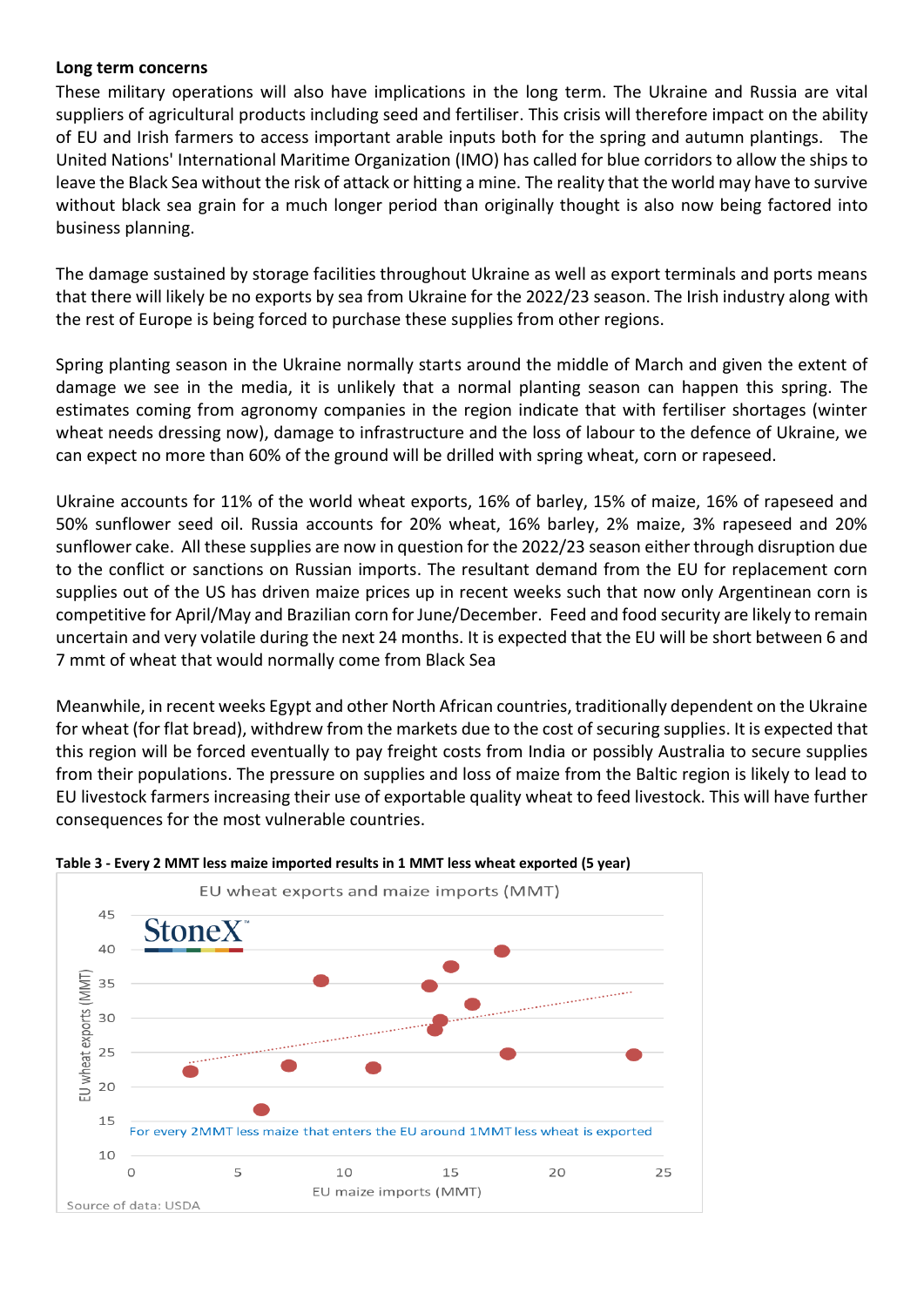**Long term concerns**

These military operations will also have implications in the long term. The Ukraine and Russia are vital suppliers of agricultural products including seed and fertiliser. This crisis will therefore impact on the ability of EU and Irish farmers to access important arable inputs both for the spring and autumn plantings. The United Nations' International Maritime Organization (IMO) has called for blue corridors to allow the ships to leave the Black Sea without the risk of attack or hitting a mine. The reality that the world may have to survive without black sea grain for a much longer period than originally thought is also now being factored into business planning.

The damage sustained by storage facilities throughout Ukraine as well as export terminals and ports means that there will likely be no exports by sea from Ukraine for the 2022/23 season. The Irish industry along with the rest of Europe is being forced to purchase these supplies from other regions.

Spring planting season in the Ukraine normally starts around the middle of March and given the extent of damage we see in the media, it is unlikely that a normal planting season can happen this spring. The estimates coming from agronomy companies in the region indicate that with fertiliser shortages (winter wheat needs dressing now), damage to infrastructure and the loss of labour to the defence of Ukraine, we can expect no more than 60% of the ground will be drilled with spring wheat, corn or rapeseed.

Ukraine accounts for 11% of the world wheat exports, 16% of barley, 15% of maize, 16% of rapeseed and 50% sunflower seed oil. Russia accounts for 20% wheat, 16% barley, 2% maize, 3% rapeseed and 20% sunflower cake. All these supplies are now in question for the 2022/23 season either through disruption due to the conflict or sanctions on Russian imports. The resultant demand from the EU for replacement corn supplies out of the US has driven maize prices up in recent weeks such that now only Argentinean corn is competitive for April/May and Brazilian corn for June/December. Feed and food security are likely to remain uncertain and very volatile during the next 24 months. It is expected that the EU will be short between 6 and 7 mmt of wheat that would normally come from Black Sea

Meanwhile, in recent weeks Egypt and other North African countries, traditionally dependent on the Ukraine for wheat (for flat bread), withdrew from the markets due to the cost of securing supplies. It is expected that this region will be forced eventually to pay freight costs from India or possibly Australia to secure supplies from their populations. The pressure on supplies and loss of maize from the Baltic region is likely to lead to EU livestock farmers increasing their use of exportable quality wheat to feed livestock. This will have further consequences for the most vulnerable countries.

**Table 3 - Every 2 MMT less maize imported results in 1 MMT less wheat exported (5 year)**

EU wheat exports and maize imports (MMT)

StoneX

For every 2MMT less maize that enters the EU around 1MMT less wheat is exported

Source of data: USDA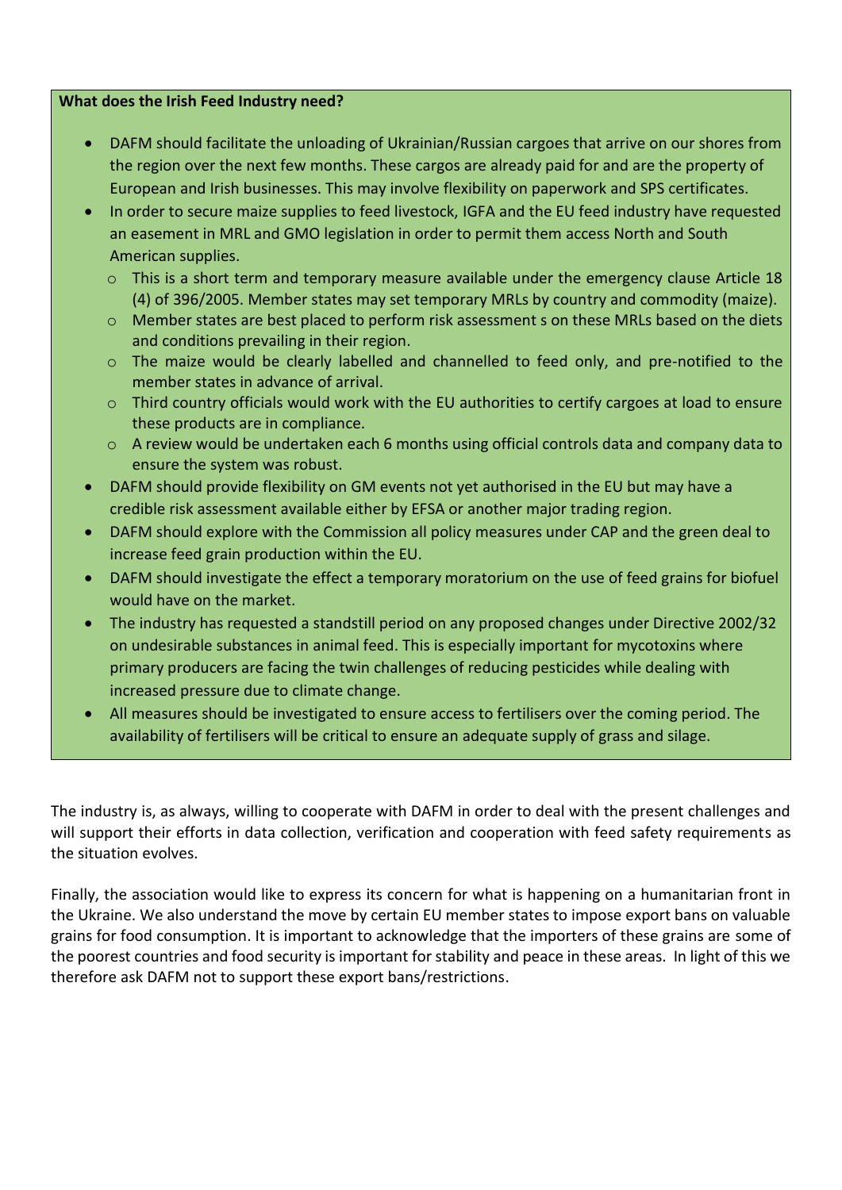**What does the Irish Feed Industry need?**

- DAFM should facilitate the unloading of Ukrainian/Russian cargoes that arrive on our shores from the region over the next few months. These cargos are already paid for and are the property of European and Irish businesses. This may involve flexibility on paperwork and SPS certificates.
- In order to secure maize supplies to feed livestock, IGFA and the EU feed industry have requested an easement in MRL and GMO legislation in order to permit them access North and South American supplies.
  - This is a short term and temporary measure available under the emergency clause Article 18 (4) of 396/2005. Member states may set temporary MRLs by country and commodity (maize).
  - Member states are best placed to perform risk assessment s on these MRLs based on the diets and conditions prevailing in their region.
  - The maize would be clearly labelled and channelled to feed only, and pre-notified to the member states in advance of arrival.
  - Third country officials would work with the EU authorities to certify cargoes at load to ensure these products are in compliance.
  - A review would be undertaken each 6 months using official controls data and company data to ensure the system was robust.
- DAFM should provide flexibility on GM events not yet authorised in the EU but may have a credible risk assessment available either by EFSA or another major trading region.
- DAFM should explore with the Commission all policy measures under CAP and the green deal to increase feed grain production within the EU.
- DAFM should investigate the effect a temporary moratorium on the use of feed grains for biofuel would have on the market.
- The industry has requested a standstill period on any proposed changes under Directive 2002/32 on undesirable substances in animal feed. This is especially important for mycotoxins where primary producers are facing the twin challenges of reducing pesticides while dealing with increased pressure due to climate change.
- All measures should be investigated to ensure access to fertilisers over the coming period. The availability of fertilisers will be critical to ensure an adequate supply of grass and silage.

The industry is, as always, willing to cooperate with DAFM in order to deal with the present challenges and will support their efforts in data collection, verification and cooperation with feed safety requirements as the situation evolves.

Finally, the association would like to express its concern for what is happening on a humanitarian front in the Ukraine. We also understand the move by certain EU member states to impose export bans on valuable grains for food consumption. It is important to acknowledge that the importers of these grains are some of the poorest countries and food security is important for stability and peace in these areas. In light of this we therefore ask DAFM not to support these export bans/restrictions.